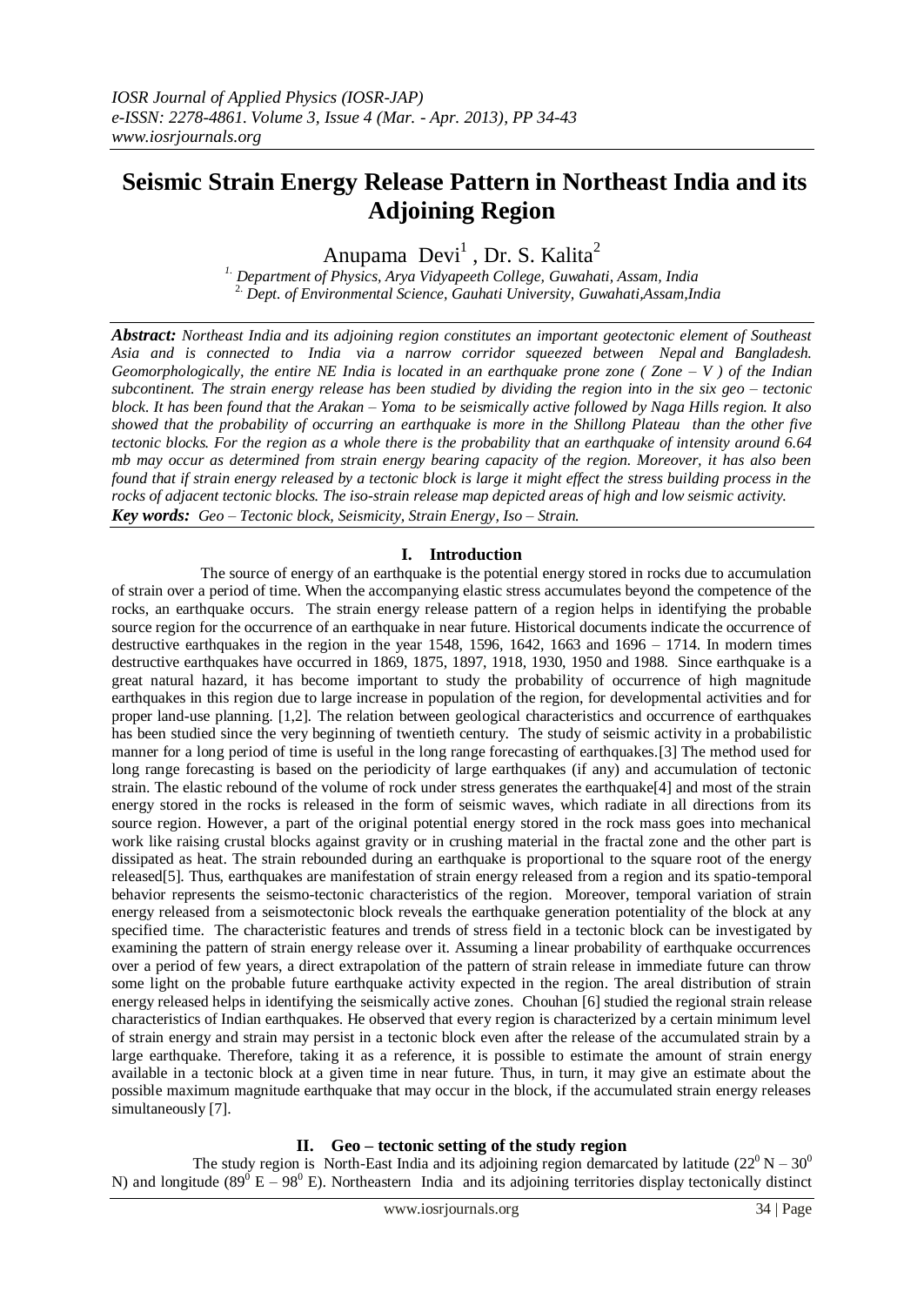# Seismic Strain Energy Release Pattern in Northeast India and its Adjoining Region

Anupama Devi[1] , Dr. S. Kalita[2]

[1.] Department of Physics, Arya Vidyapeeth College, Guwahati, Assam, India
[2.] Dept. of Environmental Science, Gauhati University, Guwahati,Assam,India

***Abstract:*** *Northeast India and its adjoining region constitutes an important geotectonic element of Southeast Asia and is connected to India via a narrow corridor squeezed between Nepal and Bangladesh. Geomorphologically, the entire NE India is located in an earthquake prone zone ( Zone – V ) of the Indian subcontinent. The strain energy release has been studied by dividing the region into in the six geo – tectonic block. It has been found that the Arakan – Yoma to be seismically active followed by Naga Hills region. It also showed that the probability of occurring an earthquake is more in the Shillong Plateau than the other five tectonic blocks. For the region as a whole there is the probability that an earthquake of intensity around 6.64 mb may occur as determined from strain energy bearing capacity of the region. Moreover, it has also been found that if strain energy released by a tectonic block is large it might effect the stress building process in the rocks of adjacent tectonic blocks. The iso-strain release map depicted areas of high and low seismic activity.*

***Key words:*** *Geo – Tectonic block, Seismicity, Strain Energy, Iso – Strain.*

## I. Introduction

The source of energy of an earthquake is the potential energy stored in rocks due to accumulation of strain over a period of time. When the accompanying elastic stress accumulates beyond the competence of the rocks, an earthquake occurs. The strain energy release pattern of a region helps in identifying the probable source region for the occurrence of an earthquake in near future. Historical documents indicate the occurrence of destructive earthquakes in the region in the year 1548, 1596, 1642, 1663 and 1696 – 1714. In modern times destructive earthquakes have occurred in 1869, 1875, 1897, 1918, 1930, 1950 and 1988. Since earthquake is a great natural hazard, it has become important to study the probability of occurrence of high magnitude earthquakes in this region due to large increase in population of the region, for developmental activities and for proper land-use planning. [1,2]. The relation between geological characteristics and occurrence of earthquakes has been studied since the very beginning of twentieth century. The study of seismic activity in a probabilistic manner for a long period of time is useful in the long range forecasting of earthquakes.[3] The method used for long range forecasting is based on the periodicity of large earthquakes (if any) and accumulation of tectonic strain. The elastic rebound of the volume of rock under stress generates the earthquake[4] and most of the strain energy stored in the rocks is released in the form of seismic waves, which radiate in all directions from its source region. However, a part of the original potential energy stored in the rock mass goes into mechanical work like raising crustal blocks against gravity or in crushing material in the fractal zone and the other part is dissipated as heat. The strain rebounded during an earthquake is proportional to the square root of the energy released[5]. Thus, earthquakes are manifestation of strain energy released from a region and its spatio-temporal behavior represents the seismo-tectonic characteristics of the region. Moreover, temporal variation of strain energy released from a seismotectonic block reveals the earthquake generation potentiality of the block at any specified time. The characteristic features and trends of stress field in a tectonic block can be investigated by examining the pattern of strain energy release over it. Assuming a linear probability of earthquake occurrences over a period of few years, a direct extrapolation of the pattern of strain release in immediate future can throw some light on the probable future earthquake activity expected in the region. The areal distribution of strain energy released helps in identifying the seismically active zones. Chouhan [6] studied the regional strain release characteristics of Indian earthquakes. He observed that every region is characterized by a certain minimum level of strain energy and strain may persist in a tectonic block even after the release of the accumulated strain by a large earthquake. Therefore, taking it as a reference, it is possible to estimate the amount of strain energy available in a tectonic block at a given time in near future. Thus, in turn, it may give an estimate about the possible maximum magnitude earthquake that may occur in the block, if the accumulated strain energy releases simultaneously [7].

## II. Geo – tectonic setting of the study region

The study region is North-East India and its adjoining region demarcated by latitude ($22^0$ N – $30^0$ N) and longitude ($89^0$ E – $98^0$ E). Northeastern India and its adjoining territories display tectonically distinct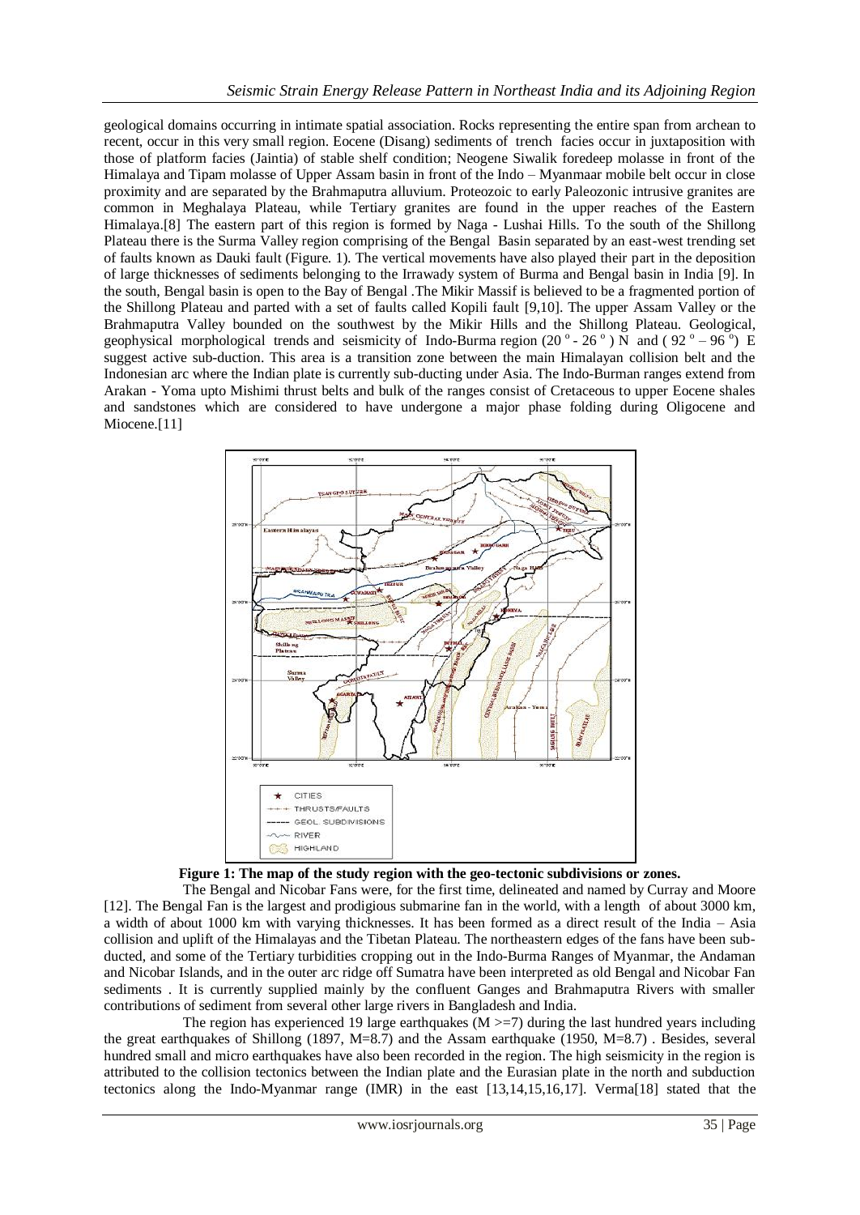geological domains occurring in intimate spatial association. Rocks representing the entire span from archean to recent, occur in this very small region. Eocene (Disang) sediments of trench facies occur in juxtaposition with those of platform facies (Jaintia) of stable shelf condition; Neogene Siwalik foredeep molasse in front of the Himalaya and Tipam molasse of Upper Assam basin in front of the Indo – Myanmaar mobile belt occur in close proximity and are separated by the Brahmaputra alluvium. Proteozoic to early Paleozonic intrusive granites are common in Meghalaya Plateau, while Tertiary granites are found in the upper reaches of the Eastern Himalaya.[8] The eastern part of this region is formed by Naga - Lushai Hills. To the south of the Shillong Plateau there is the Surma Valley region comprising of the Bengal Basin separated by an east-west trending set of faults known as Dauki fault (Figure. 1). The vertical movements have also played their part in the deposition of large thicknesses of sediments belonging to the Irrawady system of Burma and Bengal basin in India [9]. In the south, Bengal basin is open to the Bay of Bengal .The Mikir Massif is believed to be a fragmented portion of the Shillong Plateau and parted with a set of faults called Kopili fault [9,10]. The upper Assam Valley or the Brahmaputra Valley bounded on the southwest by the Mikir Hills and the Shillong Plateau. Geological, geophysical morphological trends and seismicity of Indo-Burma region ($20^{\circ}$ - $26^{\circ}$ ) N and ( $92^{\circ}$ – $96^{\circ}$) E suggest active sub-duction. This area is a transition zone between the main Himalayan collision belt and the Indonesian arc where the Indian plate is currently sub-ducting under Asia. The Indo-Burman ranges extend from Arakan - Yoma upto Mishimi thrust belts and bulk of the ranges consist of Cretaceous to upper Eocene shales and sandstones which are considered to have undergone a major phase folding during Oligocene and Miocene.[11]

**Figure 1: The map of the study region with the geo-tectonic subdivisions or zones.**

The Bengal and Nicobar Fans were, for the first time, delineated and named by Curray and Moore [12]. The Bengal Fan is the largest and prodigious submarine fan in the world, with a length of about 3000 km, a width of about 1000 km with varying thicknesses. It has been formed as a direct result of the India – Asia collision and uplift of the Himalayas and the Tibetan Plateau. The northeastern edges of the fans have been sub-ducted, and some of the Tertiary turbidities cropping out in the Indo-Burma Ranges of Myanmar, the Andaman and Nicobar Islands, and in the outer arc ridge off Sumatra have been interpreted as old Bengal and Nicobar Fan sediments . It is currently supplied mainly by the confluent Ganges and Brahmaputra Rivers with smaller contributions of sediment from several other large rivers in Bangladesh and India.

The region has experienced 19 large earthquakes ($M >=7$) during the last hundred years including the great earthquakes of Shillong (1897, M=8.7) and the Assam earthquake (1950, M=8.7) . Besides, several hundred small and micro earthquakes have also been recorded in the region. The high seismicity in the region is attributed to the collision tectonics between the Indian plate and the Eurasian plate in the north and subduction tectonics along the Indo-Myanmar range (IMR) in the east [13,14,15,16,17]. Verma[18] stated that the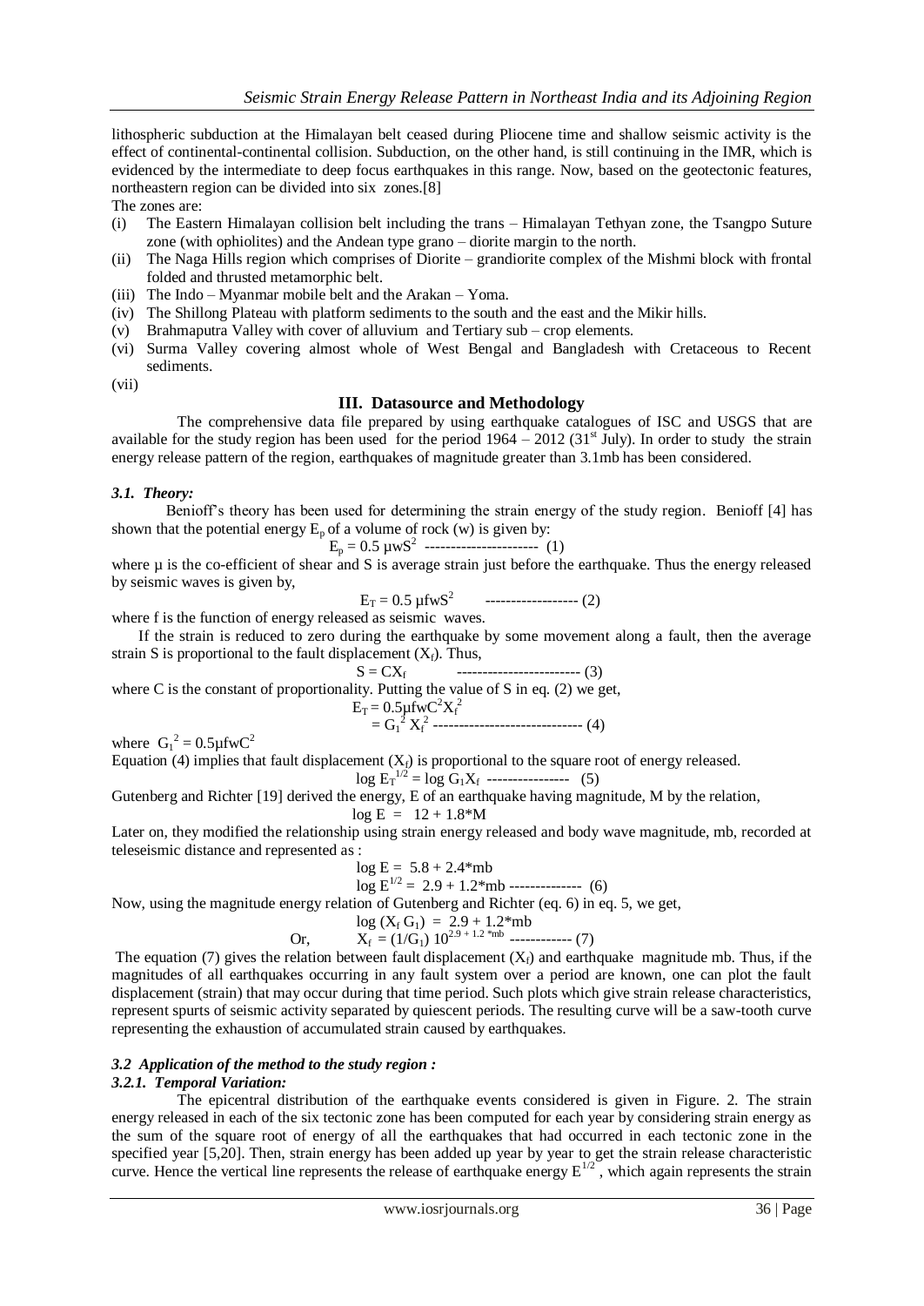lithospheric subduction at the Himalayan belt ceased during Pliocene time and shallow seismic activity is the effect of continental-continental collision. Subduction, on the other hand, is still continuing in the IMR, which is evidenced by the intermediate to deep focus earthquakes in this range. Now, based on the geotectonic features, northeastern region can be divided into six zones.[8]

The zones are:

- (i) The Eastern Himalayan collision belt including the trans – Himalayan Tethyan zone, the Tsangpo Suture zone (with ophiolites) and the Andean type grano – diorite margin to the north.
- (ii) The Naga Hills region which comprises of Diorite – grandiorite complex of the Mishmi block with frontal folded and thrusted metamorphic belt.
- (iii) The Indo – Myanmar mobile belt and the Arakan – Yoma.
- (iv) The Shillong Plateau with platform sediments to the south and the east and the Mikir hills.
- (v) Brahmaputra Valley with cover of alluvium and Tertiary sub – crop elements.
- (vi) Surma Valley covering almost whole of West Bengal and Bangladesh with Cretaceous to Recent sediments.
- (vii)

## III. Datasource and Methodology

The comprehensive data file prepared by using earthquake catalogues of ISC and USGS that are available for the study region has been used for the period 1964 – 2012 (31st July). In order to study the strain energy release pattern of the region, earthquakes of magnitude greater than 3.1mb has been considered.

### *3.1. Theory:*

Benioff's theory has been used for determining the strain energy of the study region. Benioff [4] has shown that the potential energy $E_p$ of a volume of rock (w) is given by:

$$E_p = 0.5\,\mu w S^2 \quad \text{----------------------} \quad (1)$$

where µ is the co-efficient of shear and S is average strain just before the earthquake. Thus the energy released by seismic waves is given by,

$$E_T = 0.5\,\mu f w S^2 \quad \text{------------------} \quad (2)$$

where f is the function of energy released as seismic waves.

If the strain is reduced to zero during the earthquake by some movement along a fault, then the average strain S is proportional to the fault displacement ($X_f$). Thus,

$$S = CX_f \quad \text{------------------------} \quad (3)$$

where C is the constant of proportionality. Putting the value of S in eq. (2) we get,

$$E_T = 0.5\mu f w C^2 X_f^2$$
$$= G_1^2 X_f^2 \quad \text{-----------------------------} \quad (4)$$

where $G_1^2 = 0.5\mu f w C^2$

Equation (4) implies that fault displacement ($X_f$) is proportional to the square root of energy released.

$$\log E_T^{1/2} = \log G_1 X_f \quad \text{----------------} \quad (5)$$

Gutenberg and Richter [19] derived the energy, E of an earthquake having magnitude, M by the relation,

$$\log E = 12 + 1.8{*}M$$

Later on, they modified the relationship using strain energy released and body wave magnitude, mb, recorded at teleseismic distance and represented as :

$$\log E = 5.8 + 2.4{*}mb$$
$$\log E^{1/2} = 2.9 + 1.2{*}mb \quad \text{--------------} \quad (6)$$

Now, using the magnitude energy relation of Gutenberg and Richter (eq. 6) in eq. 5, we get,

$$\log (X_f\, G_1) = 2.9 + 1.2{*}mb$$
$$\text{Or,} \qquad X_f = (1/G_1)\, 10^{2.9 + 1.2\,{*}mb} \quad \text{------------} \quad (7)$$

The equation (7) gives the relation between fault displacement ($X_f$) and earthquake magnitude mb. Thus, if the magnitudes of all earthquakes occurring in any fault system over a period are known, one can plot the fault displacement (strain) that may occur during that time period. Such plots which give strain release characteristics, represent spurts of seismic activity separated by quiescent periods. The resulting curve will be a saw-tooth curve representing the exhaustion of accumulated strain caused by earthquakes.

### *3.2 Application of the method to the study region :*

#### *3.2.1. Temporal Variation:*

The epicentral distribution of the earthquake events considered is given in Figure. 2. The strain energy released in each of the six tectonic zone has been computed for each year by considering strain energy as the sum of the square root of energy of all the earthquakes that had occurred in each tectonic zone in the specified year [5,20]. Then, strain energy has been added up year by year to get the strain release characteristic curve. Hence the vertical line represents the release of earthquake energy $E^{1/2}$, which again represents the strain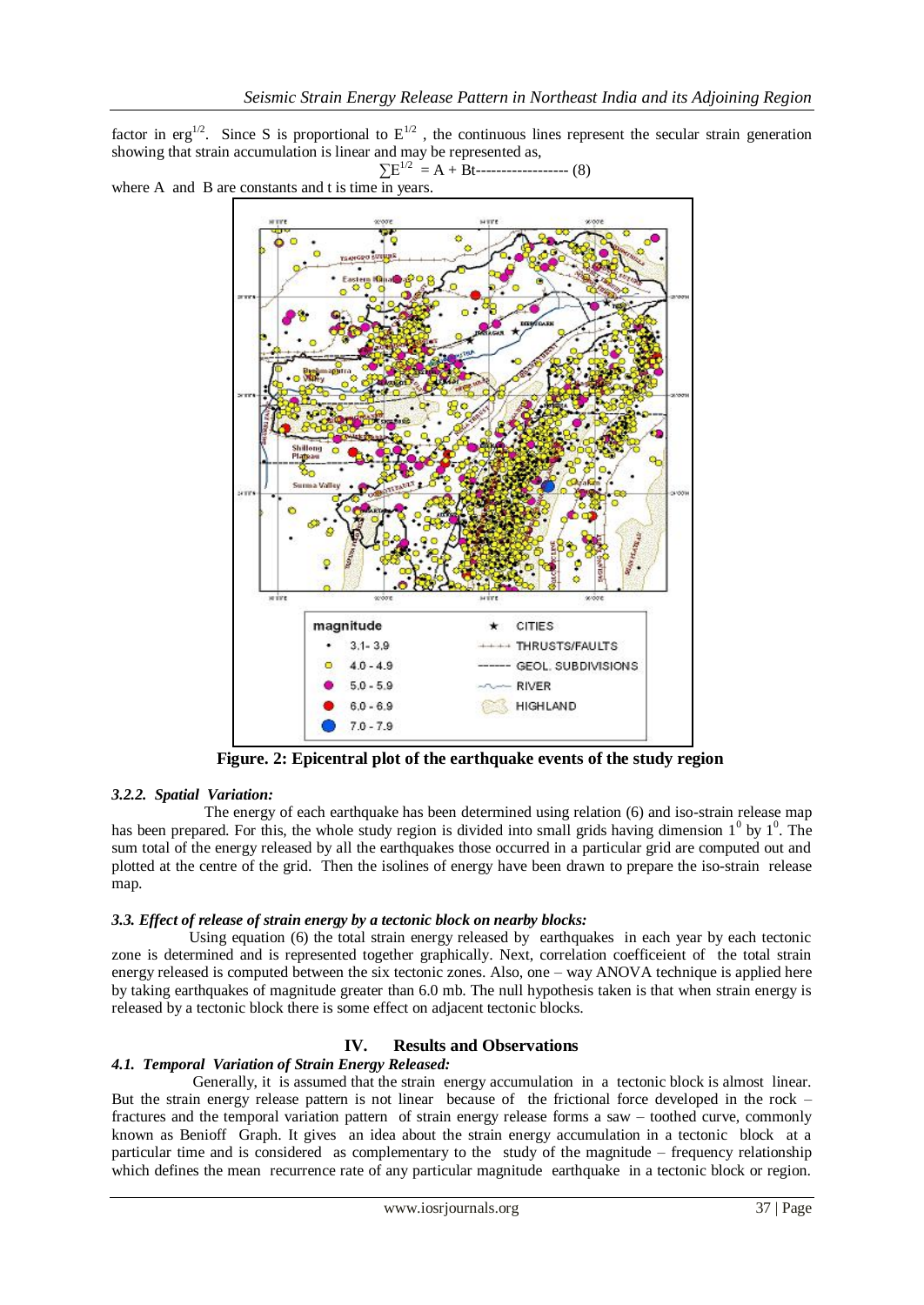factor in $erg^{1/2}$. Since S is proportional to $E^{1/2}$, the continuous lines represent the secular strain generation showing that strain accumulation is linear and may be represented as,

$$\sum E^{1/2} = A + Bt \quad (8)$$

where A and B are constants and t is time in years.

**Figure. 2: Epicentral plot of the earthquake events of the study region**

#### *3.2.2. Spatial Variation:*

The energy of each earthquake has been determined using relation (6) and iso-strain release map has been prepared. For this, the whole study region is divided into small grids having dimension $1^0$ by $1^0$. The sum total of the energy released by all the earthquakes those occurred in a particular grid are computed out and plotted at the centre of the grid. Then the isolines of energy have been drawn to prepare the iso-strain release map.

### *3.3. Effect of release of strain energy by a tectonic block on nearby blocks:*

Using equation (6) the total strain energy released by earthquakes in each year by each tectonic zone is determined and is represented together graphically. Next, correlation coefficeient of the total strain energy released is computed between the six tectonic zones. Also, one – way ANOVA technique is applied here by taking earthquakes of magnitude greater than 6.0 mb. The null hypothesis taken is that when strain energy is released by a tectonic block there is some effect on adjacent tectonic blocks.

## IV. Results and Observations

### *4.1. Temporal Variation of Strain Energy Released:*

Generally, it is assumed that the strain energy accumulation in a tectonic block is almost linear. But the strain energy release pattern is not linear because of the frictional force developed in the rock – fractures and the temporal variation pattern of strain energy release forms a saw – toothed curve, commonly known as Benioff Graph. It gives an idea about the strain energy accumulation in a tectonic block at a particular time and is considered as complementary to the study of the magnitude – frequency relationship which defines the mean recurrence rate of any particular magnitude earthquake in a tectonic block or region.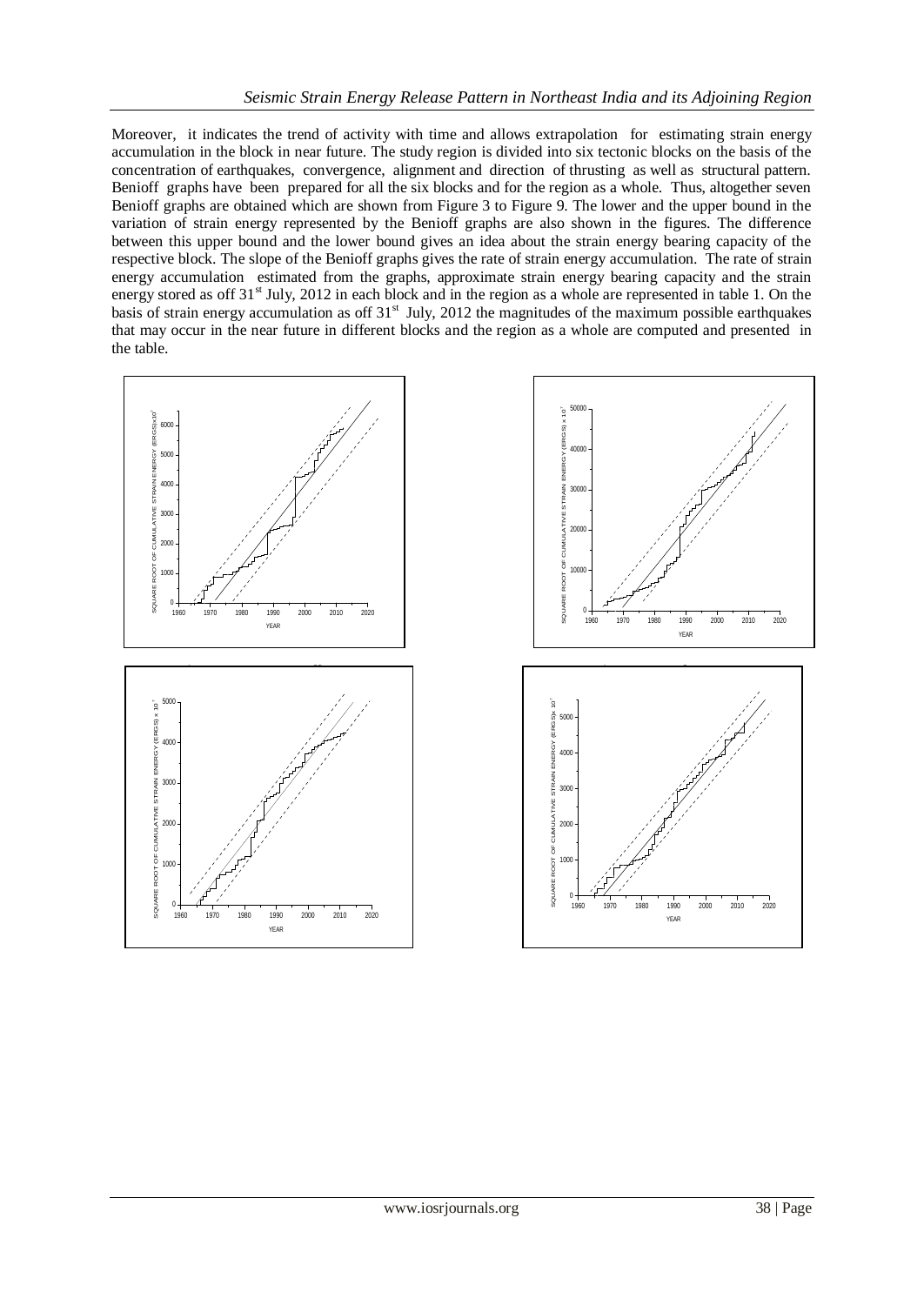Moreover, it indicates the trend of activity with time and allows extrapolation for estimating strain energy accumulation in the block in near future. The study region is divided into six tectonic blocks on the basis of the concentration of earthquakes, convergence, alignment and direction of thrusting as well as structural pattern. Benioff graphs have been prepared for all the six blocks and for the region as a whole. Thus, altogether seven Benioff graphs are obtained which are shown from Figure 3 to Figure 9. The lower and the upper bound in the variation of strain energy represented by the Benioff graphs are also shown in the figures. The difference between this upper bound and the lower bound gives an idea about the strain energy bearing capacity of the respective block. The slope of the Benioff graphs gives the rate of strain energy accumulation. The rate of strain energy accumulation estimated from the graphs, approximate strain energy bearing capacity and the strain energy stored as off 31[st] July, 2012 in each block and in the region as a whole are represented in table 1. On the basis of strain energy accumulation as off 31[st] July, 2012 the magnitudes of the maximum possible earthquakes that may occur in the near future in different blocks and the region as a whole are computed and presented in the table.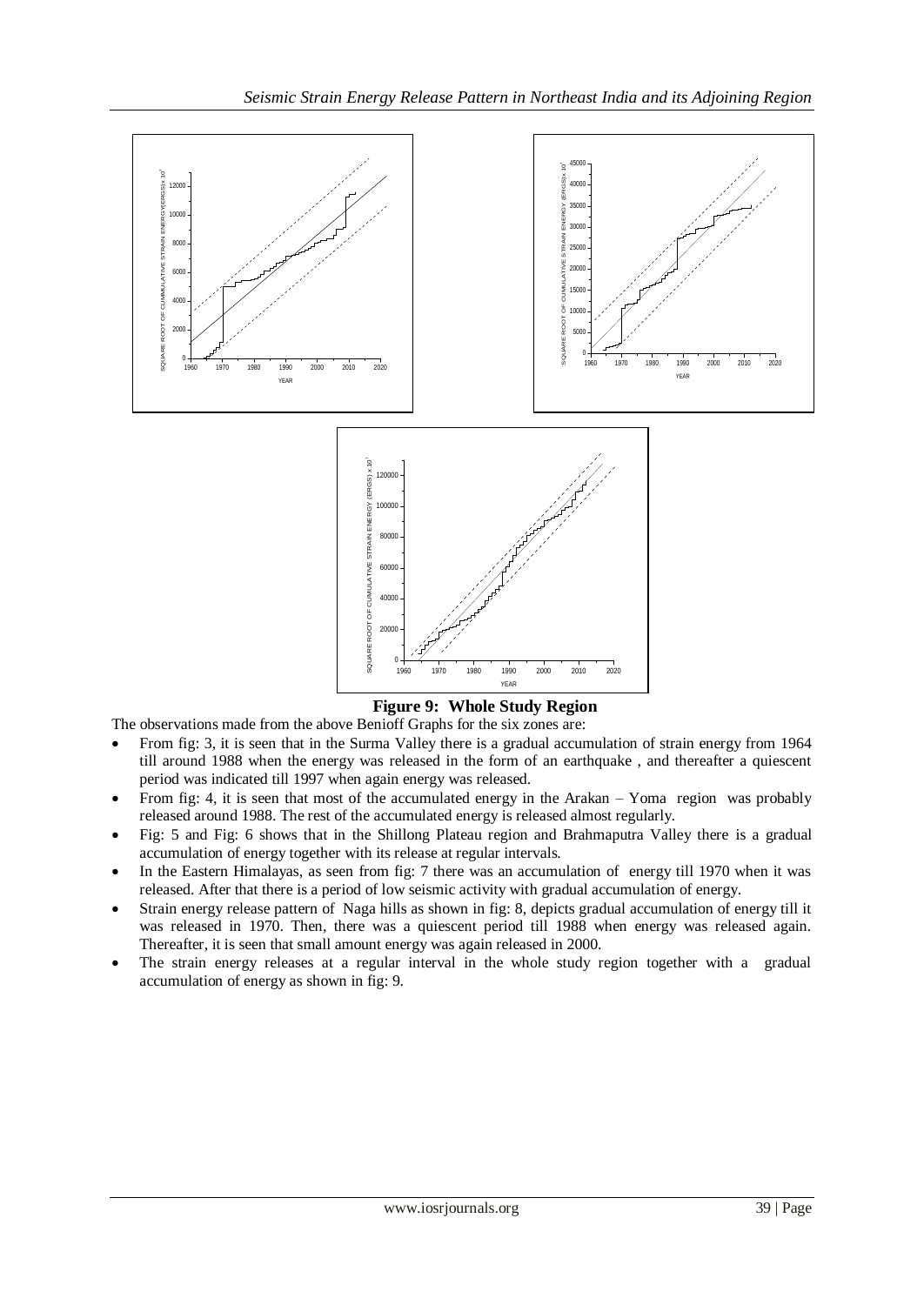**Figure 9: Whole Study Region**

The observations made from the above Benioff Graphs for the six zones are:

- From fig: 3, it is seen that in the Surma Valley there is a gradual accumulation of strain energy from 1964 till around 1988 when the energy was released in the form of an earthquake , and thereafter a quiescent period was indicated till 1997 when again energy was released.
- From fig: 4, it is seen that most of the accumulated energy in the Arakan – Yoma region was probably released around 1988. The rest of the accumulated energy is released almost regularly.
- Fig: 5 and Fig: 6 shows that in the Shillong Plateau region and Brahmaputra Valley there is a gradual accumulation of energy together with its release at regular intervals.
- In the Eastern Himalayas, as seen from fig: 7 there was an accumulation of energy till 1970 when it was released. After that there is a period of low seismic activity with gradual accumulation of energy.
- Strain energy release pattern of Naga hills as shown in fig: 8, depicts gradual accumulation of energy till it was released in 1970. Then, there was a quiescent period till 1988 when energy was released again. Thereafter, it is seen that small amount energy was again released in 2000.
- The strain energy releases at a regular interval in the whole study region together with a gradual accumulation of energy as shown in fig: 9.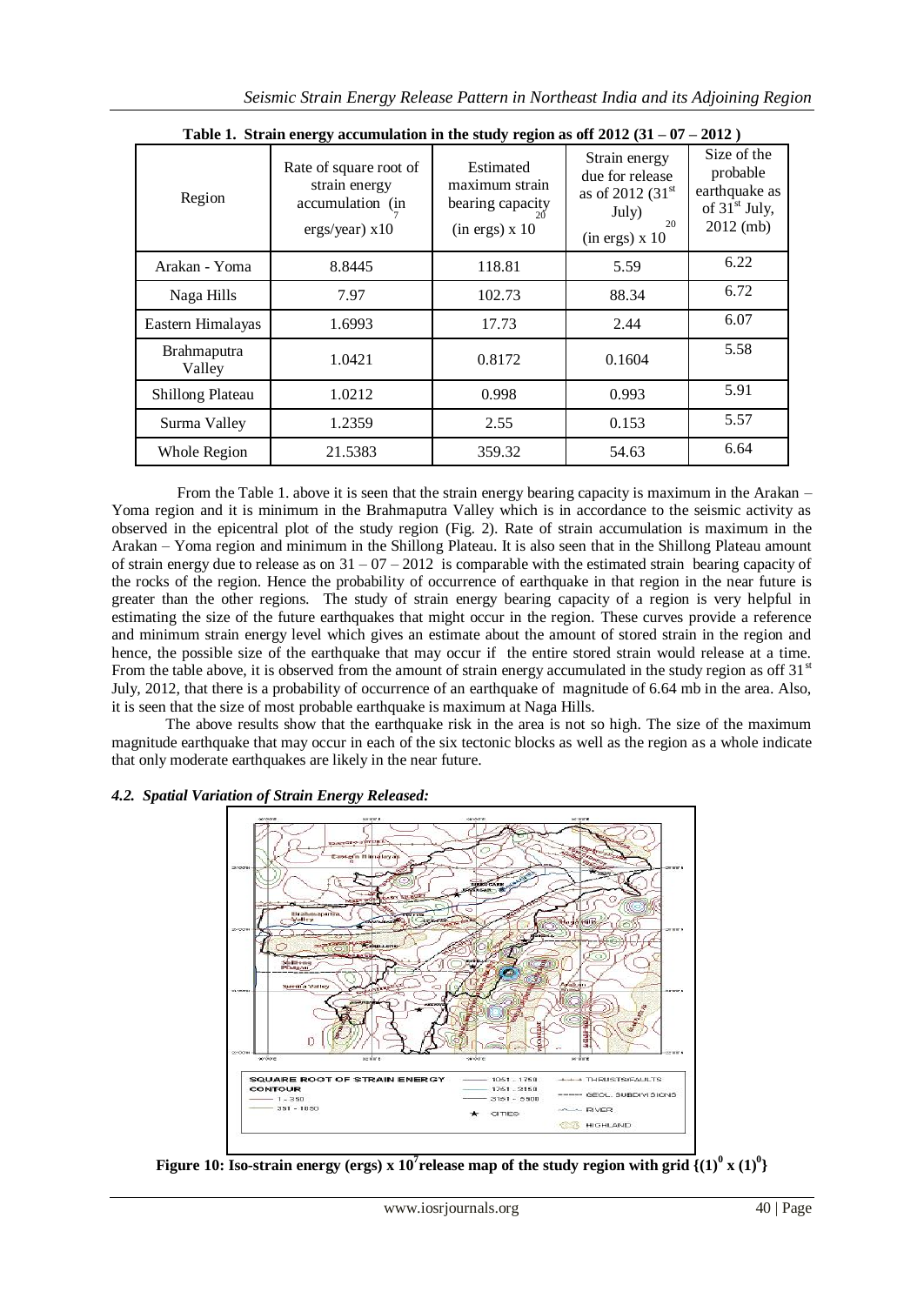**Table 1. Strain energy accumulation in the study region as off 2012 (31 – 07 – 2012 )**

| Region | Rate of square root of strain energy accumulation (in ergs/year) x$10^7$ | Estimated maximum strain bearing capacity (in ergs) x $10^{20}$ | Strain energy due for release as of 2012 (31[st] July) (in ergs) x $10^{20}$ | Size of the probable earthquake as of 31[st] July, 2012 (mb) |
|---|---|---|---|---|
| Arakan - Yoma | 8.8445 | 118.81 | 5.59 | 6.22 |
| Naga Hills | 7.97 | 102.73 | 88.34 | 6.72 |
| Eastern Himalayas | 1.6993 | 17.73 | 2.44 | 6.07 |
| Brahmaputra Valley | 1.0421 | 0.8172 | 0.1604 | 5.58 |
| Shillong Plateau | 1.0212 | 0.998 | 0.993 | 5.91 |
| Surma Valley | 1.2359 | 2.55 | 0.153 | 5.57 |
| Whole Region | 21.5383 | 359.32 | 54.63 | 6.64 |

From the Table 1. above it is seen that the strain energy bearing capacity is maximum in the Arakan – Yoma region and it is minimum in the Brahmaputra Valley which is in accordance to the seismic activity as observed in the epicentral plot of the study region (Fig. 2). Rate of strain accumulation is maximum in the Arakan – Yoma region and minimum in the Shillong Plateau. It is also seen that in the Shillong Plateau amount of strain energy due to release as on 31 – 07 – 2012 is comparable with the estimated strain bearing capacity of the rocks of the region. Hence the probability of occurrence of earthquake in that region in the near future is greater than the other regions. The study of strain energy bearing capacity of a region is very helpful in estimating the size of the future earthquakes that might occur in the region. These curves provide a reference and minimum strain energy level which gives an estimate about the amount of stored strain in the region and hence, the possible size of the earthquake that may occur if the entire stored strain would release at a time. From the table above, it is observed from the amount of strain energy accumulated in the study region as off 31[st] July, 2012, that there is a probability of occurrence of an earthquake of magnitude of 6.64 mb in the area. Also, it is seen that the size of most probable earthquake is maximum at Naga Hills.

The above results show that the earthquake risk in the area is not so high. The size of the maximum magnitude earthquake that may occur in each of the six tectonic blocks as well as the region as a whole indicate that only moderate earthquakes are likely in the near future.

### *4.2. Spatial Variation of Strain Energy Released:*

**Figure 10: Iso-strain energy (ergs) x $10^7$ release map of the study region with grid $\{(1)^0 \times (1)^0\}$**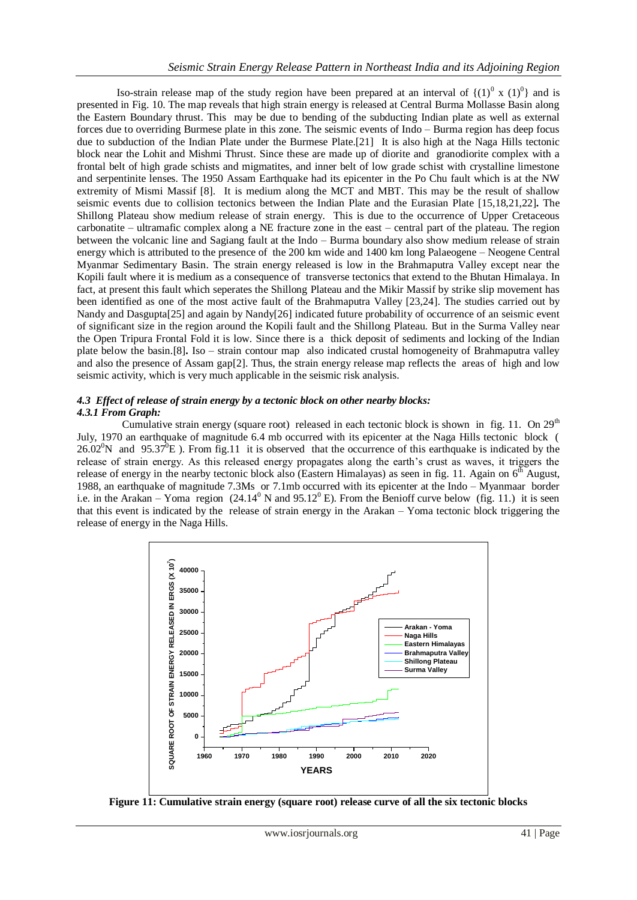Iso-strain release map of the study region have been prepared at an interval of $\{(1)^0 \times (1)^0\}$ and is presented in Fig. 10. The map reveals that high strain energy is released at Central Burma Mollasse Basin along the Eastern Boundary thrust. This may be due to bending of the subducting Indian plate as well as external forces due to overriding Burmese plate in this zone. The seismic events of Indo – Burma region has deep focus due to subduction of the Indian Plate under the Burmese Plate.[21] It is also high at the Naga Hills tectonic block near the Lohit and Mishmi Thrust. Since these are made up of diorite and granodiorite complex with a frontal belt of high grade schists and migmatites, and inner belt of low grade schist with crystalline limestone and serpentinite lenses. The 1950 Assam Earthquake had its epicenter in the Po Chu fault which is at the NW extremity of Mismi Massif [8]. It is medium along the MCT and MBT. This may be the result of shallow seismic events due to collision tectonics between the Indian Plate and the Eurasian Plate [15,18,21,22]**.** The Shillong Plateau show medium release of strain energy. This is due to the occurrence of Upper Cretaceous carbonatite – ultramafic complex along a NE fracture zone in the east – central part of the plateau. The region between the volcanic line and Sagiang fault at the Indo – Burma boundary also show medium release of strain energy which is attributed to the presence of the 200 km wide and 1400 km long Palaeogene – Neogene Central Myanmar Sedimentary Basin. The strain energy released is low in the Brahmaputra Valley except near the Kopili fault where it is medium as a consequence of transverse tectonics that extend to the Bhutan Himalaya. In fact, at present this fault which seperates the Shillong Plateau and the Mikir Massif by strike slip movement has been identified as one of the most active fault of the Brahmaputra Valley [23,24]. The studies carried out by Nandy and Dasgupta[25] and again by Nandy[26] indicated future probability of occurrence of an seismic event of significant size in the region around the Kopili fault and the Shillong Plateau. But in the Surma Valley near the Open Tripura Frontal Fold it is low. Since there is a thick deposit of sediments and locking of the Indian plate below the basin.[8]**.** Iso – strain contour map also indicated crustal homogeneity of Brahmaputra valley and also the presence of Assam gap[2]. Thus, the strain energy release map reflects the areas of high and low seismic activity, which is very much applicable in the seismic risk analysis.

### *4.3 Effect of release of strain energy by a tectonic block on other nearby blocks:*

#### *4.3.1 From Graph:*

Cumulative strain energy (square root) released in each tectonic block is shown in fig. 11. On 29th July, 1970 an earthquake of magnitude 6.4 mb occurred with its epicenter at the Naga Hills tectonic block ( $26.02^0$N and $95.37^0$E ). From fig.11 it is observed that the occurrence of this earthquake is indicated by the release of strain energy. As this released energy propagates along the earth's crust as waves, it triggers the release of energy in the nearby tectonic block also (Eastern Himalayas) as seen in fig. 11. Again on 6th August, 1988, an earthquake of magnitude 7.3Ms or 7.1mb occurred with its epicenter at the Indo – Myanmaar border i.e. in the Arakan – Yoma region ($24.14^0$ N and $95.12^0$ E). From the Benioff curve below (fig. 11.) it is seen that this event is indicated by the release of strain energy in the Arakan – Yoma tectonic block triggering the release of energy in the Naga Hills.

**Figure 11: Cumulative strain energy (square root) release curve of all the six tectonic blocks**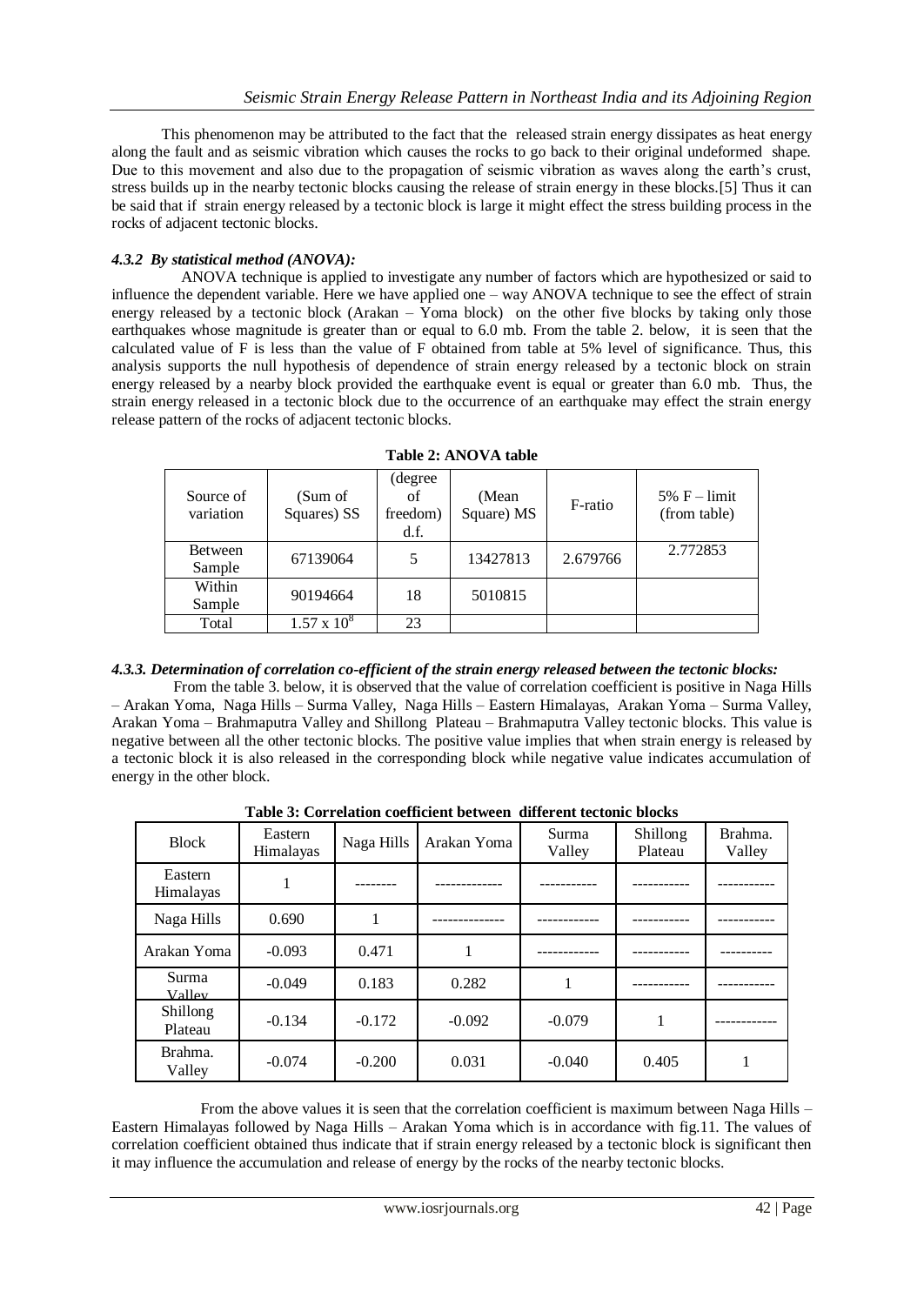This phenomenon may be attributed to the fact that the released strain energy dissipates as heat energy along the fault and as seismic vibration which causes the rocks to go back to their original undeformed shape. Due to this movement and also due to the propagation of seismic vibration as waves along the earth's crust, stress builds up in the nearby tectonic blocks causing the release of strain energy in these blocks.[5] Thus it can be said that if strain energy released by a tectonic block is large it might effect the stress building process in the rocks of adjacent tectonic blocks.

#### *4.3.2 By statistical method (ANOVA):*

ANOVA technique is applied to investigate any number of factors which are hypothesized or said to influence the dependent variable. Here we have applied one – way ANOVA technique to see the effect of strain energy released by a tectonic block (Arakan – Yoma block) on the other five blocks by taking only those earthquakes whose magnitude is greater than or equal to 6.0 mb. From the table 2. below, it is seen that the calculated value of F is less than the value of F obtained from table at 5% level of significance. Thus, this analysis supports the null hypothesis of dependence of strain energy released by a tectonic block on strain energy released by a nearby block provided the earthquake event is equal or greater than 6.0 mb. Thus, the strain energy released in a tectonic block due to the occurrence of an earthquake may effect the strain energy release pattern of the rocks of adjacent tectonic blocks.

**Table 2: ANOVA table**

| Source of variation | (Sum of Squares) SS | (degree of freedom) d.f. | (Mean Square) MS | F-ratio | 5% F – limit (from table) |
|---|---|---|---|---|---|
| Between Sample | 67139064 | 5 | 13427813 | 2.679766 | 2.772853 |
| Within Sample | 90194664 | 18 | 5010815 | | |
| Total | $1.57 \times 10^{8}$ | 23 | | | |

#### *4.3.3. Determination of correlation co-efficient of the strain energy released between the tectonic blocks:*

From the table 3. below, it is observed that the value of correlation coefficient is positive in Naga Hills – Arakan Yoma, Naga Hills – Surma Valley, Naga Hills – Eastern Himalayas, Arakan Yoma – Surma Valley, Arakan Yoma – Brahmaputra Valley and Shillong Plateau – Brahmaputra Valley tectonic blocks. This value is negative between all the other tectonic blocks. The positive value implies that when strain energy is released by a tectonic block it is also released in the corresponding block while negative value indicates accumulation of energy in the other block.

**Table 3: Correlation coefficient between different tectonic blocks**

| Block | Eastern Himalayas | Naga Hills | Arakan Yoma | Surma Valley | Shillong Plateau | Brahma. Valley |
|---|---|---|---|---|---|---|
| Eastern Himalayas | 1 | -------- | ------------- | ----------- | ----------- | ----------- |
| Naga Hills | 0.690 | 1 | -------------- | ------------ | ----------- | ----------- |
| Arakan Yoma | -0.093 | 0.471 | 1 | ------------ | ----------- | ---------- |
| Surma Valley | -0.049 | 0.183 | 0.282 | 1 | ----------- | ----------- |
| Shillong Plateau | -0.134 | -0.172 | -0.092 | -0.079 | 1 | ------------ |
| Brahma. Valley | -0.074 | -0.200 | 0.031 | -0.040 | 0.405 | 1 |

From the above values it is seen that the correlation coefficient is maximum between Naga Hills – Eastern Himalayas followed by Naga Hills – Arakan Yoma which is in accordance with fig.11. The values of correlation coefficient obtained thus indicate that if strain energy released by a tectonic block is significant then it may influence the accumulation and release of energy by the rocks of the nearby tectonic blocks.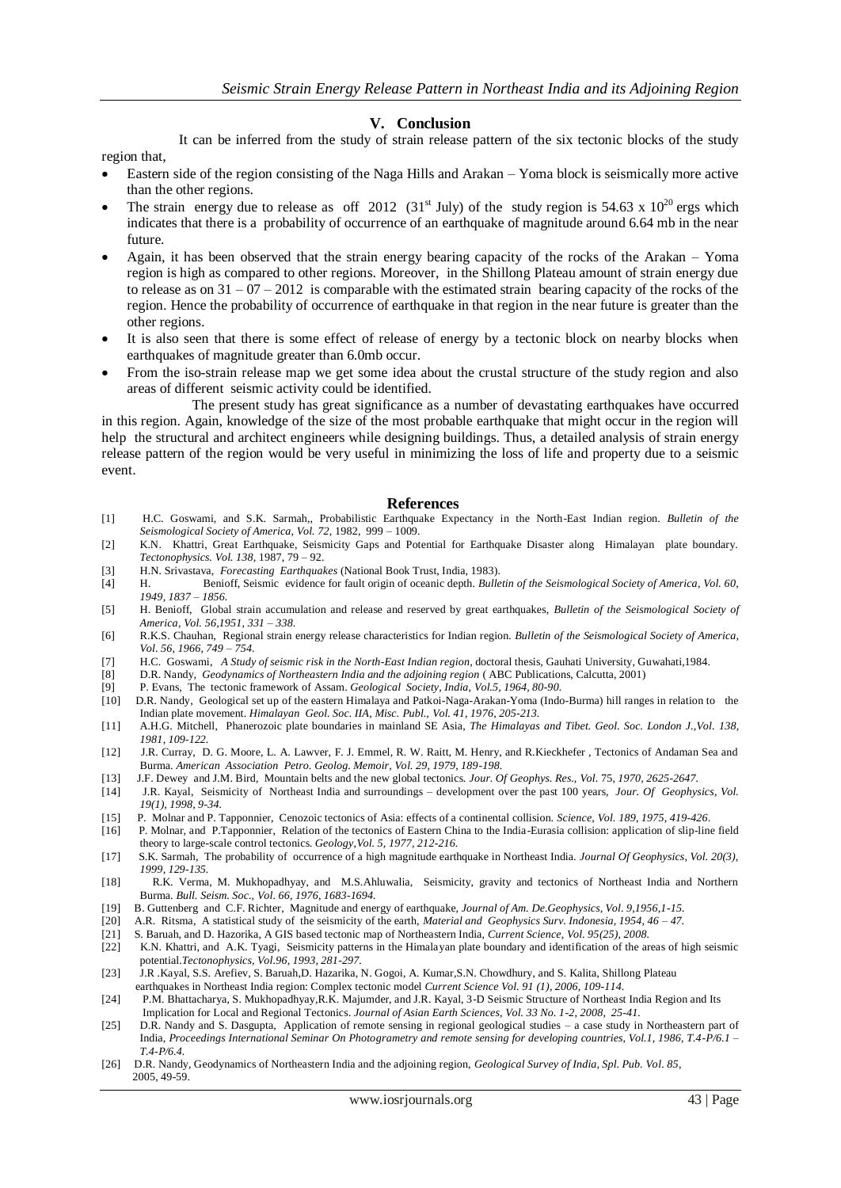## V. Conclusion

It can be inferred from the study of strain release pattern of the six tectonic blocks of the study region that,

- Eastern side of the region consisting of the Naga Hills and Arakan – Yoma block is seismically more active than the other regions.
- The strain energy due to release as off 2012 ($31^{st}$ July) of the study region is $54.63 \times 10^{20}$ ergs which indicates that there is a probability of occurrence of an earthquake of magnitude around 6.64 mb in the near future.
- Again, it has been observed that the strain energy bearing capacity of the rocks of the Arakan – Yoma region is high as compared to other regions. Moreover, in the Shillong Plateau amount of strain energy due to release as on 31 – 07 – 2012 is comparable with the estimated strain bearing capacity of the rocks of the region. Hence the probability of occurrence of earthquake in that region in the near future is greater than the other regions.
- It is also seen that there is some effect of release of energy by a tectonic block on nearby blocks when earthquakes of magnitude greater than 6.0mb occur.
- From the iso-strain release map we get some idea about the crustal structure of the study region and also areas of different seismic activity could be identified.

The present study has great significance as a number of devastating earthquakes have occurred in this region. Again, knowledge of the size of the most probable earthquake that might occur in the region will help the structural and architect engineers while designing buildings. Thus, a detailed analysis of strain energy release pattern of the region would be very useful in minimizing the loss of life and property due to a seismic event.

## References

[1] H.C. Goswami, and S.K. Sarmah,, Probabilistic Earthquake Expectancy in the North-East Indian region. *Bulletin of the Seismological Society of America, Vol. 72,* 1982, 999 – 1009.

[2] K.N. Khattri, Great Earthquake, Seismicity Gaps and Potential for Earthquake Disaster along Himalayan plate boundary. *Tectonophysics. Vol. 138,* 1987, 79 – 92.

[3] H.N. Srivastava, *Forecasting Earthquakes* (National Book Trust, India, 1983).

[4] H. Benioff, Seismic evidence for fault origin of oceanic depth. *Bulletin of the Seismological Society of America, Vol. 60, 1949, 1837 – 1856.*

[5] H. Benioff, Global strain accumulation and release and reserved by great earthquakes, *Bulletin of the Seismological Society of America, Vol. 56,1951, 331 – 338.*

[6] R.K.S. Chauhan, Regional strain energy release characteristics for Indian region. *Bulletin of the Seismological Society of America, Vol. 56, 1966, 749 – 754.*

[7] H.C. Goswami, *A Study of seismic risk in the North-East Indian region,* doctoral thesis, Gauhati University, Guwahati,1984.

[8] D.R. Nandy, *Geodynamics of Northeastern India and the adjoining region* ( ABC Publications, Calcutta, 2001)

[9] P. Evans, The tectonic framework of Assam. *Geological Society, India, Vol.5, 1964, 80-90.*

[10] D.R. Nandy, Geological set up of the eastern Himalaya and Patkoi-Naga-Arakan-Yoma (Indo-Burma) hill ranges in relation to the Indian plate movement. *Himalayan Geol. Soc. IIA, Misc. Publ., Vol. 41, 1976, 205-213.*

[11] A.H.G. Mitchell, Phanerozoic plate boundaries in mainland SE Asia, *The Himalayas and Tibet. Geol. Soc. London J.,Vol. 138, 1981, 109-122.*

[12] J.R. Curray, D. G. Moore, L. A. Lawver, F. J. Emmel, R. W. Raitt, M. Henry, and R.Kieckhefer , Tectonics of Andaman Sea and Burma. *American Association Petro. Geolog. Memoir, Vol. 29, 1979, 189-198.*

[13] J.F. Dewey and J.M. Bird, Mountain belts and the new global tectonics. *Jour. Of Geophys. Res., Vol.* 75*, 1970, 2625-2647.*

[14] J.R. Kayal, Seismicity of Northeast India and surroundings – development over the past 100 years, *Jour. Of Geophysics, Vol. 19(1), 1998, 9-34.*

[15] P. Molnar and P. Tapponnier, Cenozoic tectonics of Asia: effects of a continental collision. *Science, Vol. 189, 1975, 419-426.*

[16] P. Molnar, and P.Tapponnier, Relation of the tectonics of Eastern China to the India-Eurasia collision: application of slip-line field theory to large-scale control tectonics. *Geology,Vol. 5, 1977, 212-216.*

[17] S.K. Sarmah, The probability of occurrence of a high magnitude earthquake in Northeast India. *Journal Of Geophysics, Vol. 20(3), 1999, 129-135.*

[18] R.K. Verma, M. Mukhopadhyay, and M.S.Ahluwalia, Seismicity, gravity and tectonics of Northeast India and Northern Burma. *Bull. Seism. Soc., Vol. 66, 1976, 1683-1694.*

[19] B. Guttenberg and C.F. Richter, Magnitude and energy of earthquake, *Journal of Am. De.Geophysics, Vol. 9,1956,1-15.*

[20] A.R. Ritsma, A statistical study of the seismicity of the earth, *Material and Geophysics Surv. Indonesia, 1954, 46 – 47.*

[21] S. Baruah, and D. Hazorika, A GIS based tectonic map of Northeastern India, *Current Science, Vol. 95(25), 2008.*

[22] K.N. Khattri, and A.K. Tyagi, Seismicity patterns in the Himalayan plate boundary and identification of the areas of high seismic potential.*Tectonophysics, Vol.96, 1993, 281-297.*

[23] J.R .Kayal, S.S. Arefiev, S. Baruah,D. Hazarika, N. Gogoi, A. Kumar,S.N. Chowdhury, and S. Kalita, Shillong Plateau earthquakes in Northeast India region: Complex tectonic model *Current Science Vol. 91 (1), 2006, 109-114.*

[24] P.M. Bhattacharya, S. Mukhopadhyay,R.K. Majumder, and J.R. Kayal, 3-D Seismic Structure of Northeast India Region and Its Implication for Local and Regional Tectonics. *Journal of Asian Earth Sciences, Vol. 33 No. 1-2, 2008, 25-41.*

[25] D.R. Nandy and S. Dasgupta, Application of remote sensing in regional geological studies – a case study in Northeastern part of India, *Proceedings International Seminar On Photogrametry and remote sensing for developing countries, Vol.1, 1986, T.4-P/6.1 – T.4-P/6.4.*

[26] D.R. Nandy, Geodynamics of Northeastern India and the adjoining region, *Geological Survey of India, Spl. Pub. Vol. 85*, 2005, 49-59.